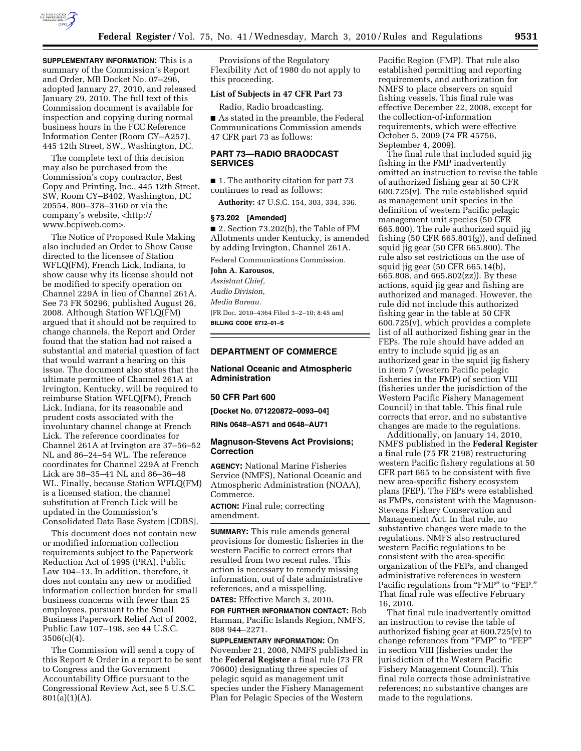**SUPPLEMENTARY INFORMATION:** This is a summary of the Commission's Report and Order, MB Docket No. 07–296, adopted January 27, 2010, and released January 29, 2010. The full text of this Commission document is available for inspection and copying during normal business hours in the FCC Reference Information Center (Room CY–A257), 445 12th Street, SW., Washington, DC.

The complete text of this decision may also be purchased from the Commission's copy contractor, Best Copy and Printing, Inc., 445 12th Street, SW, Room CY–B402, Washington, DC 20554, 800–378–3160 or via the company's website, <http://www.bcpiweb.com>.

The Notice of Proposed Rule Making also included an Order to Show Cause directed to the licensee of Station WFLQ(FM), French Lick, Indiana, to show cause why its license should not be modified to specify operation on Channel 229A in lieu of Channel 261A. See 73 FR 50296, published August 26, 2008. Although Station WFLQ(FM) argued that it should not be required to change channels, the Report and Order found that the station had not raised a substantial and material question of fact that would warrant a hearing on this issue. The document also states that the ultimate permittee of Channel 261A at Irvington, Kentucky, will be required to reimburse Station WFLQ(FM), French Lick, Indiana, for its reasonable and prudent costs associated with the involuntary channel change at French Lick. The reference coordinates for Channel 261A at Irvington are 37–56–52 NL and 86–24–54 WL. The reference coordinates for Channel 229A at French Lick are 38–35–41 NL and 86–36–48 WL. Finally, because Station WFLQ(FM) is a licensed station, the channel substitution at French Lick will be updated in the Commission's Consolidated Data Base System [CDBS].

This document does not contain new or modified information collection requirements subject to the Paperwork Reduction Act of 1995 (PRA), Public Law 104–13. In addition, therefore, it does not contain any new or modified information collection burden for small business concerns with fewer than 25 employees, pursuant to the Small Business Paperwork Relief Act of 2002, Public Law 107–198, see 44 U.S.C. 3506(c)(4).

The Commission will send a copy of this Report & Order in a report to be sent to Congress and the Government Accountability Office pursuant to the Congressional Review Act, see 5 U.S.C. 801(a)(1)(A).

Provisions of the Regulatory Flexibility Act of 1980 do not apply to this proceeding.

**List of Subjects in 47 CFR Part 73**

Radio, Radio broadcasting.

■ As stated in the preamble, the Federal Communications Commission amends 47 CFR part 73 as follows:

**PART 73—RADIO BROADCAST SERVICES**

■ 1. The authority citation for part 73 continues to read as follows:

**Authority:** 47 U.S.C. 154, 303, 334, 336.

**§ 73.202 [Amended]**

■ 2. Section 73.202(b), the Table of FM Allotments under Kentucky, is amended by adding Irvington, Channel 261A.

Federal Communications Commission.

**John A. Karousos,**

*Assistant Chief,*

*Audio Division,*

*Media Bureau.*

[FR Doc. 2010–4364 Filed 3–2–10; 8:45 am]

**BILLING CODE 6712–01–S**

---

## DEPARTMENT OF COMMERCE

### National Oceanic and Atmospheric Administration

**50 CFR Part 600**

**[Docket No. 071220872–0093–04]**

**RINs 0648–AS71 and 0648–AU71**

### Magnuson-Stevens Act Provisions; Correction

**AGENCY:** National Marine Fisheries Service (NMFS), National Oceanic and Atmospheric Administration (NOAA), Commerce.

**ACTION:** Final rule; correcting amendment.

**SUMMARY:** This rule amends general provisions for domestic fisheries in the western Pacific to correct errors that resulted from two recent rules. This action is necessary to remedy missing information, out of date administrative references, and a misspelling.

**DATES:** Effective March 3, 2010.

**FOR FURTHER INFORMATION CONTACT:** Bob Harman, Pacific Islands Region, NMFS, 808 944–2271.

**SUPPLEMENTARY INFORMATION:** On November 21, 2008, NMFS published in the **Federal Register** a final rule (73 FR 70600) designating three species of pelagic squid as management unit species under the Fishery Management Plan for Pelagic Species of the Western Pacific Region (FMP). That rule also established permitting and reporting requirements, and authorization for NMFS to place observers on squid fishing vessels. This final rule was effective December 22, 2008, except for the collection-of-information requirements, which were effective October 5, 2009 (74 FR 45756, September 4, 2009).

The final rule that included squid jig fishing in the FMP inadvertently omitted an instruction to revise the table of authorized fishing gear at 50 CFR 600.725(v). The rule established squid as management unit species in the definition of western Pacific pelagic management unit species (50 CFR 665.800). The rule authorized squid jig fishing (50 CFR 665.801(g)), and defined squid jig gear (50 CFR 665.800). The rule also set restrictions on the use of squid jig gear (50 CFR 665.14(b), 665.808, and 665.802(zz)). By these actions, squid jig gear and fishing are authorized and managed. However, the rule did not include this authorized fishing gear in the table at 50 CFR 600.725(v), which provides a complete list of all authorized fishing gear in the FEPs. The rule should have added an entry to include squid jig as an authorized gear in the squid jig fishery in item 7 (western Pacific pelagic fisheries in the FMP) of section VIII (fisheries under the jurisdiction of the Western Pacific Fishery Management Council) in that table. This final rule corrects that error, and no substantive changes are made to the regulations.

Additionally, on January 14, 2010, NMFS published in the **Federal Register** a final rule (75 FR 2198) restructuring western Pacific fishery regulations at 50 CFR part 665 to be consistent with five new area-specific fishery ecosystem plans (FEP). The FEPs were established as FMPs, consistent with the Magnuson-Stevens Fishery Conservation and Management Act. In that rule, no substantive changes were made to the regulations. NMFS also restructured western Pacific regulations to be consistent with the area-specific organization of the FEPs, and changed administrative references in western Pacific regulations from "FMP" to "FEP." That final rule was effective February 16, 2010.

That final rule inadvertently omitted an instruction to revise the table of authorized fishing gear at 600.725(v) to change references from "FMP" to "FEP" in section VIII (fisheries under the jurisdiction of the Western Pacific Fishery Management Council). This final rule corrects those administrative references; no substantive changes are made to the regulations.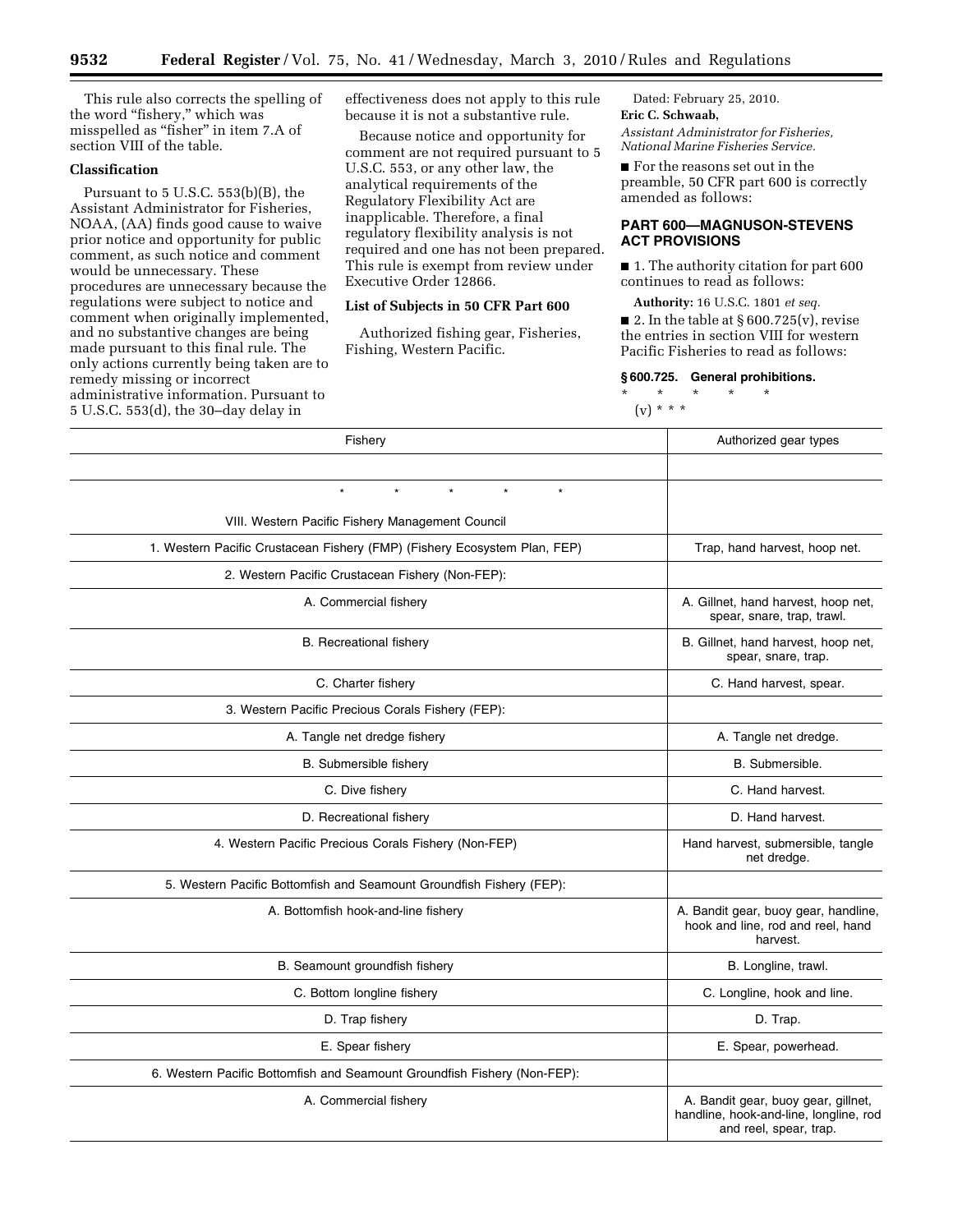This rule also corrects the spelling of the word “fishery,” which was misspelled as “fisher” in item 7.A of section VIII of the table.

### Classification

Pursuant to 5 U.S.C. 553(b)(B), the Assistant Administrator for Fisheries, NOAA, (AA) finds good cause to waive prior notice and opportunity for public comment, as such notice and comment would be unnecessary. These procedures are unnecessary because the regulations were subject to notice and comment when originally implemented, and no substantive changes are being made pursuant to this final rule. The only actions currently being taken are to remedy missing or incorrect administrative information. Pursuant to 5 U.S.C. 553(d), the 30–day delay in effectiveness does not apply to this rule because it is not a substantive rule.

Because notice and opportunity for comment are not required pursuant to 5 U.S.C. 553, or any other law, the analytical requirements of the Regulatory Flexibility Act are inapplicable. Therefore, a final regulatory flexibility analysis is not required and one has not been prepared. This rule is exempt from review under Executive Order 12866.

### List of Subjects in 50 CFR Part 600

Authorized fishing gear, Fisheries, Fishing, Western Pacific.

Dated: February 25, 2010.

**Eric C. Schwaab,**

*Assistant Administrator for Fisheries, National Marine Fisheries Service.*

■ For the reasons set out in the preamble, 50 CFR part 600 is correctly amended as follows:

## PART 600—MAGNUSON-STEVENS ACT PROVISIONS

■ 1. The authority citation for part 600 continues to read as follows:

**Authority:** 16 U.S.C. 1801 *et seq.*

■ 2. In the table at § 600.725(v), revise the entries in section VIII for western Pacific Fisheries to read as follows:

**§ 600.725. General prohibitions.**

\* \* \* \* \*

(v) \* \* \*

| Fishery | Authorized gear types |
|---|---|
| | |
| \* \* \* \* \* | |
| VIII. Western Pacific Fishery Management Council | |
| 1. Western Pacific Crustacean Fishery (FMP) (Fishery Ecosystem Plan, FEP) | Trap, hand harvest, hoop net. |
| 2. Western Pacific Crustacean Fishery (Non-FEP): | |
| A. Commercial fishery | A. Gillnet, hand harvest, hoop net, spear, snare, trap, trawl. |
| B. Recreational fishery | B. Gillnet, hand harvest, hoop net, spear, snare, trap. |
| C. Charter fishery | C. Hand harvest, spear. |
| 3. Western Pacific Precious Corals Fishery (FEP): | |
| A. Tangle net dredge fishery | A. Tangle net dredge. |
| B. Submersible fishery | B. Submersible. |
| C. Dive fishery | C. Hand harvest. |
| D. Recreational fishery | D. Hand harvest. |
| 4. Western Pacific Precious Corals Fishery (Non-FEP) | Hand harvest, submersible, tangle net dredge. |
| 5. Western Pacific Bottomfish and Seamount Groundfish Fishery (FEP): | |
| A. Bottomfish hook-and-line fishery | A. Bandit gear, buoy gear, handline, hook and line, rod and reel, hand harvest. |
| B. Seamount groundfish fishery | B. Longline, trawl. |
| C. Bottom longline fishery | C. Longline, hook and line. |
| D. Trap fishery | D. Trap. |
| E. Spear fishery | E. Spear, powerhead. |
| 6. Western Pacific Bottomfish and Seamount Groundfish Fishery (Non-FEP): | |
| A. Commercial fishery | A. Bandit gear, buoy gear, gillnet, handline, hook-and-line, longline, rod and reel, spear, trap. |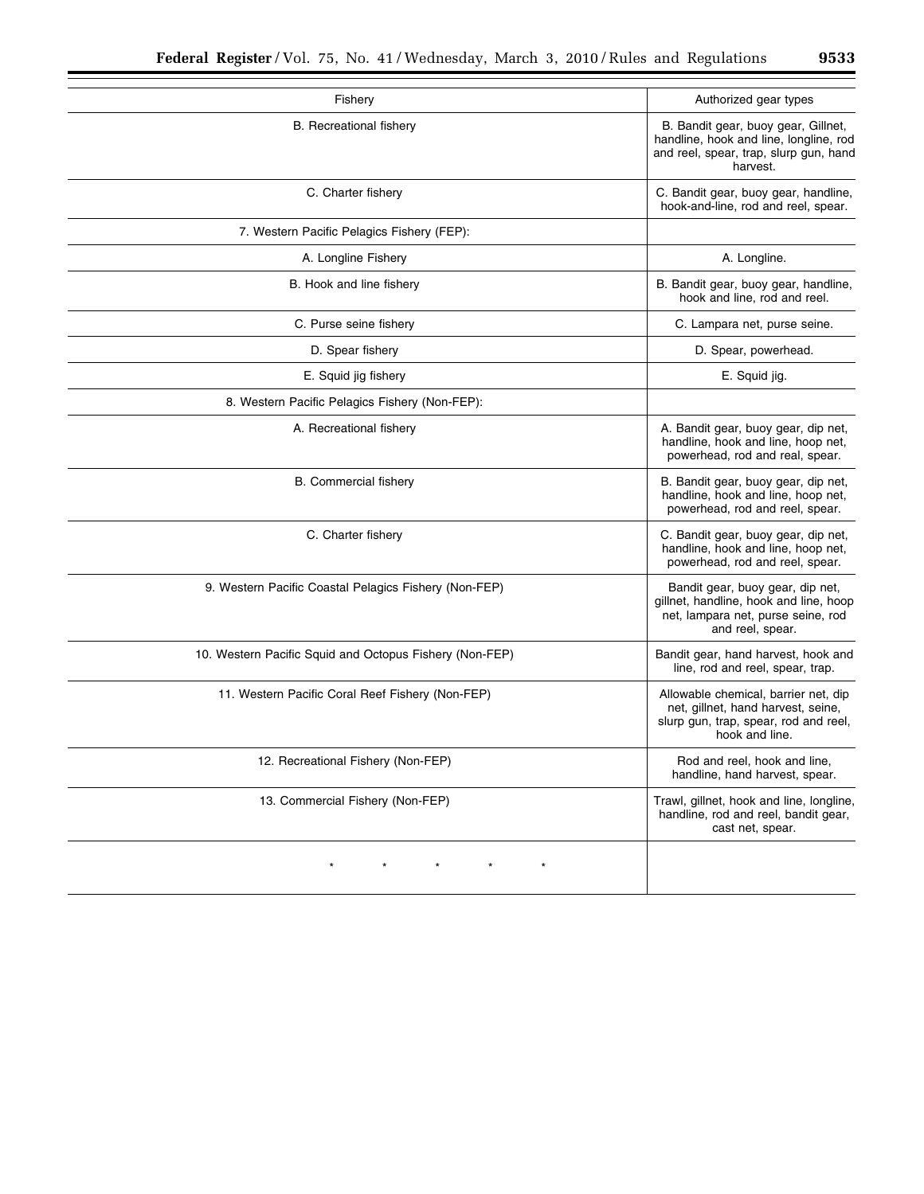| Fishery | Authorized gear types |
| --- | --- |
| B. Recreational fishery | B. Bandit gear, buoy gear, Gillnet, handline, hook and line, longline, rod and reel, spear, trap, slurp gun, hand harvest. |
| C. Charter fishery | C. Bandit gear, buoy gear, handline, hook-and-line, rod and reel, spear. |
| 7. Western Pacific Pelagics Fishery (FEP): | |
| A. Longline Fishery | A. Longline. |
| B. Hook and line fishery | B. Bandit gear, buoy gear, handline, hook and line, rod and reel. |
| C. Purse seine fishery | C. Lampara net, purse seine. |
| D. Spear fishery | D. Spear, powerhead. |
| E. Squid jig fishery | E. Squid jig. |
| 8. Western Pacific Pelagics Fishery (Non-FEP): | |
| A. Recreational fishery | A. Bandit gear, buoy gear, dip net, handline, hook and line, hoop net, powerhead, rod and real, spear. |
| B. Commercial fishery | B. Bandit gear, buoy gear, dip net, handline, hook and line, hoop net, powerhead, rod and reel, spear. |
| C. Charter fishery | C. Bandit gear, buoy gear, dip net, handline, hook and line, hoop net, powerhead, rod and reel, spear. |
| 9. Western Pacific Coastal Pelagics Fishery (Non-FEP) | Bandit gear, buoy gear, dip net, gillnet, handline, hook and line, hoop net, lampara net, purse seine, rod and reel, spear. |
| 10. Western Pacific Squid and Octopus Fishery (Non-FEP) | Bandit gear, hand harvest, hook and line, rod and reel, spear, trap. |
| 11. Western Pacific Coral Reef Fishery (Non-FEP) | Allowable chemical, barrier net, dip net, gillnet, hand harvest, seine, slurp gun, trap, spear, rod and reel, hook and line. |
| 12. Recreational Fishery (Non-FEP) | Rod and reel, hook and line, handline, hand harvest, spear. |
| 13. Commercial Fishery (Non-FEP) | Trawl, gillnet, hook and line, longline, handline, rod and reel, bandit gear, cast net, spear. |
| * * * * * | |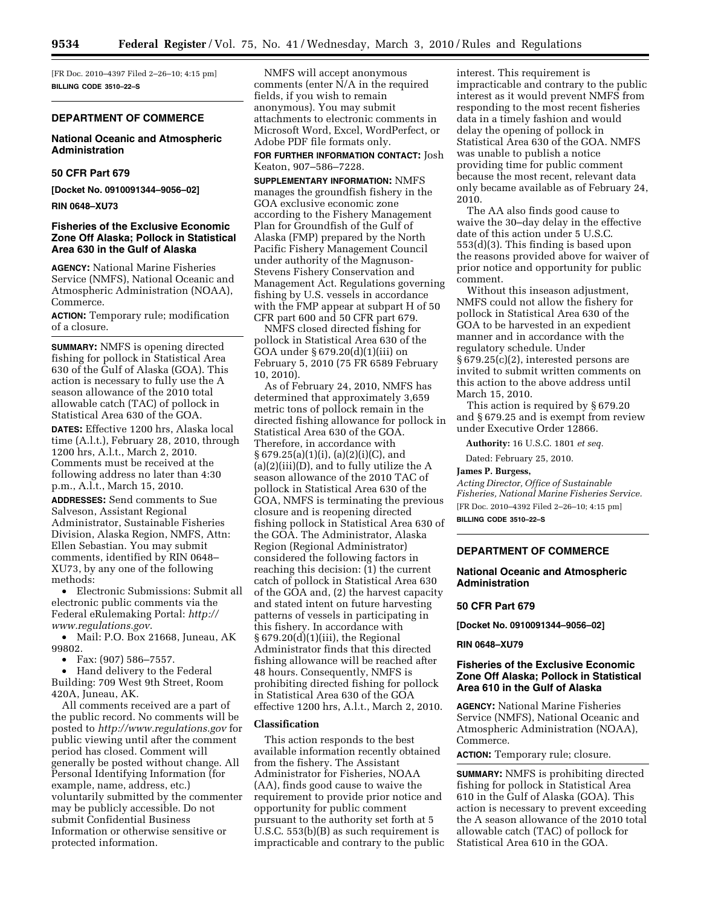[FR Doc. 2010–4397 Filed 2–26–10; 4:15 pm]

**BILLING CODE 3510–22–S**

## DEPARTMENT OF COMMERCE

### National Oceanic and Atmospheric Administration

#### 50 CFR Part 679

**[Docket No. 0910091344–9056–02]**

**RIN 0648–XU73**

### Fisheries of the Exclusive Economic Zone Off Alaska; Pollock in Statistical Area 630 in the Gulf of Alaska

**AGENCY:** National Marine Fisheries Service (NMFS), National Oceanic and Atmospheric Administration (NOAA), Commerce.

**ACTION:** Temporary rule; modification of a closure.

**SUMMARY:** NMFS is opening directed fishing for pollock in Statistical Area 630 of the Gulf of Alaska (GOA). This action is necessary to fully use the A season allowance of the 2010 total allowable catch (TAC) of pollock in Statistical Area 630 of the GOA.

**DATES:** Effective 1200 hrs, Alaska local time (A.l.t.), February 28, 2010, through 1200 hrs, A.l.t., March 2, 2010. Comments must be received at the following address no later than 4:30 p.m., A.l.t., March 15, 2010.

**ADDRESSES:** Send comments to Sue Salveson, Assistant Regional Administrator, Sustainable Fisheries Division, Alaska Region, NMFS, Attn: Ellen Sebastian. You may submit comments, identified by RIN 0648–XU73, by any one of the following methods:

- Electronic Submissions: Submit all electronic public comments via the Federal eRulemaking Portal: *http://www.regulations.gov*.
- Mail: P.O. Box 21668, Juneau, AK 99802.
- Fax: (907) 586–7557.
- Hand delivery to the Federal Building: 709 West 9th Street, Room 420A, Juneau, AK.

All comments received are a part of the public record. No comments will be posted to *http://www.regulations.gov* for public viewing until after the comment period has closed. Comment will generally be posted without change. All Personal Identifying Information (for example, name, address, etc.) voluntarily submitted by the commenter may be publicly accessible. Do not submit Confidential Business Information or otherwise sensitive or protected information.

NMFS will accept anonymous comments (enter N/A in the required fields, if you wish to remain anonymous). You may submit attachments to electronic comments in Microsoft Word, Excel, WordPerfect, or Adobe PDF file formats only.

**FOR FURTHER INFORMATION CONTACT:** Josh Keaton, 907–586–7228.

**SUPPLEMENTARY INFORMATION:** NMFS manages the groundfish fishery in the GOA exclusive economic zone according to the Fishery Management Plan for Groundfish of the Gulf of Alaska (FMP) prepared by the North Pacific Fishery Management Council under authority of the Magnuson-Stevens Fishery Conservation and Management Act. Regulations governing fishing by U.S. vessels in accordance with the FMP appear at subpart H of 50 CFR part 600 and 50 CFR part 679.

NMFS closed directed fishing for pollock in Statistical Area 630 of the GOA under § 679.20(d)(1)(iii) on February 5, 2010 (75 FR 6589 February 10, 2010).

As of February 24, 2010, NMFS has determined that approximately 3,659 metric tons of pollock remain in the directed fishing allowance for pollock in Statistical Area 630 of the GOA. Therefore, in accordance with § 679.25(a)(1)(i), (a)(2)(i)(C), and (a)(2)(iii)(D), and to fully utilize the A season allowance of the 2010 TAC of pollock in Statistical Area 630 of the GOA, NMFS is terminating the previous closure and is reopening directed fishing pollock in Statistical Area 630 of the GOA. The Administrator, Alaska Region (Regional Administrator) considered the following factors in reaching this decision: (1) the current catch of pollock in Statistical Area 630 of the GOA and, (2) the harvest capacity and stated intent on future harvesting patterns of vessels in participating in this fishery. In accordance with § 679.20(d)(1)(iii), the Regional Administrator finds that this directed fishing allowance will be reached after 48 hours. Consequently, NMFS is prohibiting directed fishing for pollock in Statistical Area 630 of the GOA effective 1200 hrs, A.l.t., March 2, 2010.

#### Classification

This action responds to the best available information recently obtained from the fishery. The Assistant Administrator for Fisheries, NOAA (AA), finds good cause to waive the requirement to provide prior notice and opportunity for public comment pursuant to the authority set forth at 5 U.S.C. 553(b)(B) as such requirement is impracticable and contrary to the public interest. This requirement is impracticable and contrary to the public interest as it would prevent NMFS from responding to the most recent fisheries data in a timely fashion and would delay the opening of pollock in Statistical Area 630 of the GOA. NMFS was unable to publish a notice providing time for public comment because the most recent, relevant data only became available as of February 24, 2010.

The AA also finds good cause to waive the 30–day delay in the effective date of this action under 5 U.S.C. 553(d)(3). This finding is based upon the reasons provided above for waiver of prior notice and opportunity for public comment.

Without this inseason adjustment, NMFS could not allow the fishery for pollock in Statistical Area 630 of the GOA to be harvested in an expedient manner and in accordance with the regulatory schedule. Under § 679.25(c)(2), interested persons are invited to submit written comments on this action to the above address until March 15, 2010.

This action is required by § 679.20 and § 679.25 and is exempt from review under Executive Order 12866.

**Authority:** 16 U.S.C. 1801 *et seq.*

Dated: February 25, 2010.

**James P. Burgess,**

*Acting Director, Office of Sustainable Fisheries, National Marine Fisheries Service.*

[FR Doc. 2010–4392 Filed 2–26–10; 4:15 pm]

**BILLING CODE 3510–22–S**

## DEPARTMENT OF COMMERCE

### National Oceanic and Atmospheric Administration

#### 50 CFR Part 679

**[Docket No. 0910091344–9056–02]**

**RIN 0648–XU79**

### Fisheries of the Exclusive Economic Zone Off Alaska; Pollock in Statistical Area 610 in the Gulf of Alaska

**AGENCY:** National Marine Fisheries Service (NMFS), National Oceanic and Atmospheric Administration (NOAA), Commerce.

**ACTION:** Temporary rule; closure.

**SUMMARY:** NMFS is prohibiting directed fishing for pollock in Statistical Area 610 in the Gulf of Alaska (GOA). This action is necessary to prevent exceeding the A season allowance of the 2010 total allowable catch (TAC) of pollock for Statistical Area 610 in the GOA.